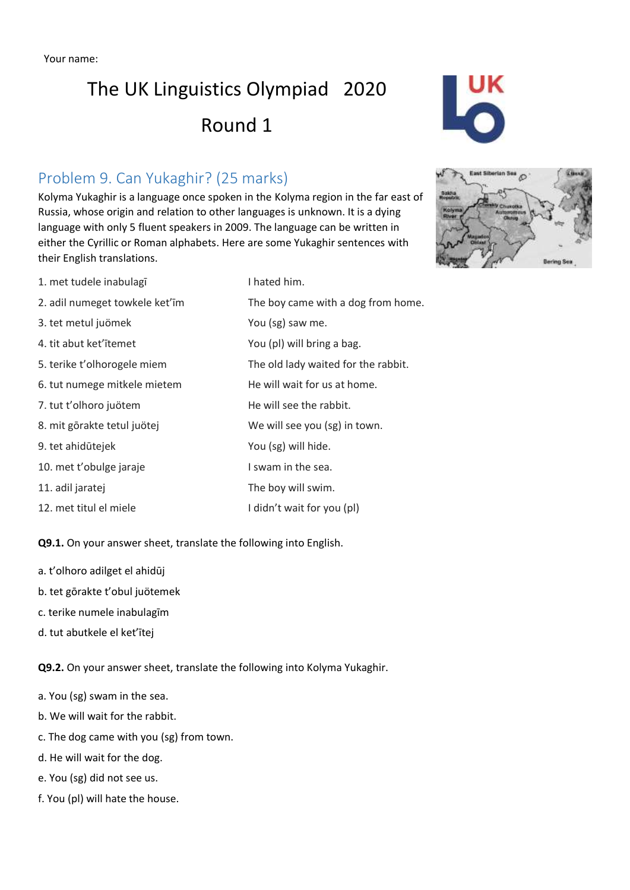Your name:

# The UK Linguistics Olympiad 2020

# Round 1

## Problem 9. Can Yukaghir? (25 marks)

Kolyma Yukaghir is a language once spoken in the Kolyma region in the far east of Russia, whose origin and relation to other languages is unknown. It is a dying language with only 5 fluent speakers in 2009. The language can be written in either the Cyrillic or Roman alphabets. Here are some Yukaghir sentences with their English translations.

| | |
|---|---|
| 1. met tudele inabulagī | I hated him. |
| 2. adil numeget towkele ket'īm | The boy came with a dog from home. |
| 3. tet metul juömek | You (sg) saw me. |
| 4. tit abut ket'ītemet | You (pl) will bring a bag. |
| 5. terike t'olhorogele miem | The old lady waited for the rabbit. |
| 6. tut numege mitkele mietem | He will wait for us at home. |
| 7. tut t'olhoro juötem | He will see the rabbit. |
| 8. mit gōrakte tetul juötej | We will see you (sg) in town. |
| 9. tet ahidūtejek | You (sg) will hide. |
| 10. met t'obulge jaraje | I swam in the sea. |
| 11. adil jaratej | The boy will swim. |
| 12. met titul el miele | I didn't wait for you (pl) |

**Q9.1.** On your answer sheet, translate the following into English.

a. t'olhoro adilget el ahidūj

b. tet gōrakte t'obul juötemek

c. terike numele inabulagīm

d. tut abutkele el ket'ītej

**Q9.2.** On your answer sheet, translate the following into Kolyma Yukaghir.

a. You (sg) swam in the sea.

b. We will wait for the rabbit.

c. The dog came with you (sg) from town.

d. He will wait for the dog.

e. You (sg) did not see us.

f. You (pl) will hate the house.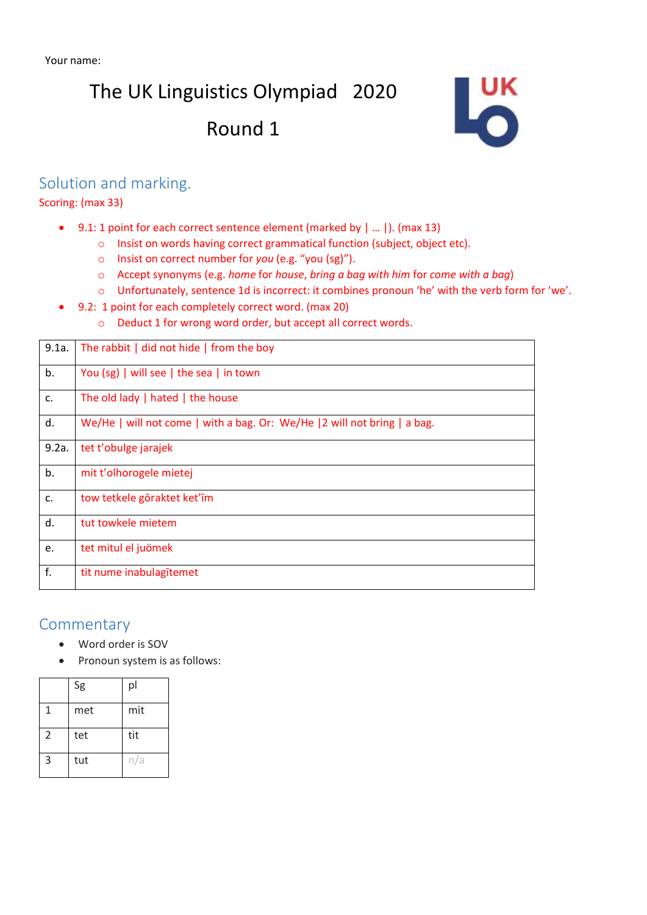Your name:

# The UK Linguistics Olympiad 2020

# Round 1

## Solution and marking.

Scoring: (max 33)

- 9.1: 1 point for each correct sentence element (marked by | … |). (max 13)
  - Insist on words having correct grammatical function (subject, object etc).
  - Insist on correct number for *you* (e.g. "you (sg)").
  - Accept synonyms (e.g. *home* for *house*, *bring a bag with him* for *come with a bag*)
  - Unfortunately, sentence 1d is incorrect: it combines pronoun 'he' with the verb form for 'we'.
- 9.2: 1 point for each completely correct word. (max 20)
  - Deduct 1 for wrong word order, but accept all correct words.

| | |
|---|---|
| 9.1a. | The rabbit \| did not hide \| from the boy |
| b. | You (sg) \| will see \| the sea \| in town |
| c. | The old lady \| hated \| the house |
| d. | We/He \| will not come \| with a bag. Or: We/He \|2 will not bring \| a bag. |
| 9.2a. | tet t'obulge jarajek |
| b. | mit t'olhorogele mietej |
| c. | tow tetkele gōraktet ket'īm |
| d. | tut towkele mietem |
| e. | tet mitul el juömek |
| f. | tit nume inabulagītemet |

## Commentary

- Word order is SOV
- Pronoun system is as follows:

| | Sg | pl |
|---|---|---|
| 1 | met | mit |
| 2 | tet | tit |
| 3 | tut | n/a |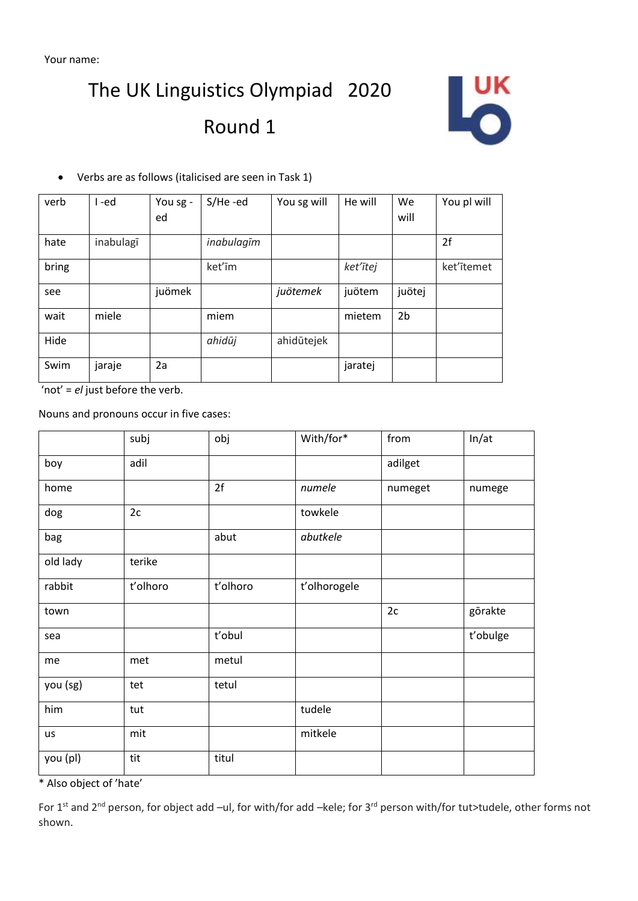Your name:

# The UK Linguistics Olympiad 2020

## Round 1

- Verbs are as follows (italicised are seen in Task 1)

| verb | I -ed | You sg -ed | S/He -ed | You sg will | He will | We will | You pl will |
|---|---|---|---|---|---|---|---|
| hate | inabulagī | | *inabulagīm* | | | | 2f |
| bring | | | ket'īm | | *ket'ītej* | | ket'ītemet |
| see | | juömek | | *juötemek* | juötem | juötej | |
| wait | miele | | miem | | mietem | 2b | |
| Hide | | | *ahidūj* | ahidūtejek | | | |
| Swim | jaraje | 2a | | | jaratej | | |

'not' = *el* just before the verb.

Nouns and pronouns occur in five cases:

| | subj | obj | With/for* | from | In/at |
|---|---|---|---|---|---|
| boy | adil | | | adilget | |
| home | | 2f | *numele* | numeget | numege |
| dog | 2c | | towkele | | |
| bag | | abut | *abutkele* | | |
| old lady | terike | | | | |
| rabbit | t'olhoro | t'olhoro | t'olhorogele | | |
| town | | | | 2c | gōrakte |
| sea | | t'obul | | | t'obulge |
| me | met | metul | | | |
| you (sg) | tet | tetul | | | |
| him | tut | | tudele | | |
| us | mit | | mitkele | | |
| you (pl) | tit | titul | | | |

\* Also object of 'hate'

For 1st and 2nd person, for object add –ul, for with/for add –kele; for 3rd person with/for tut>tudele, other forms not shown.